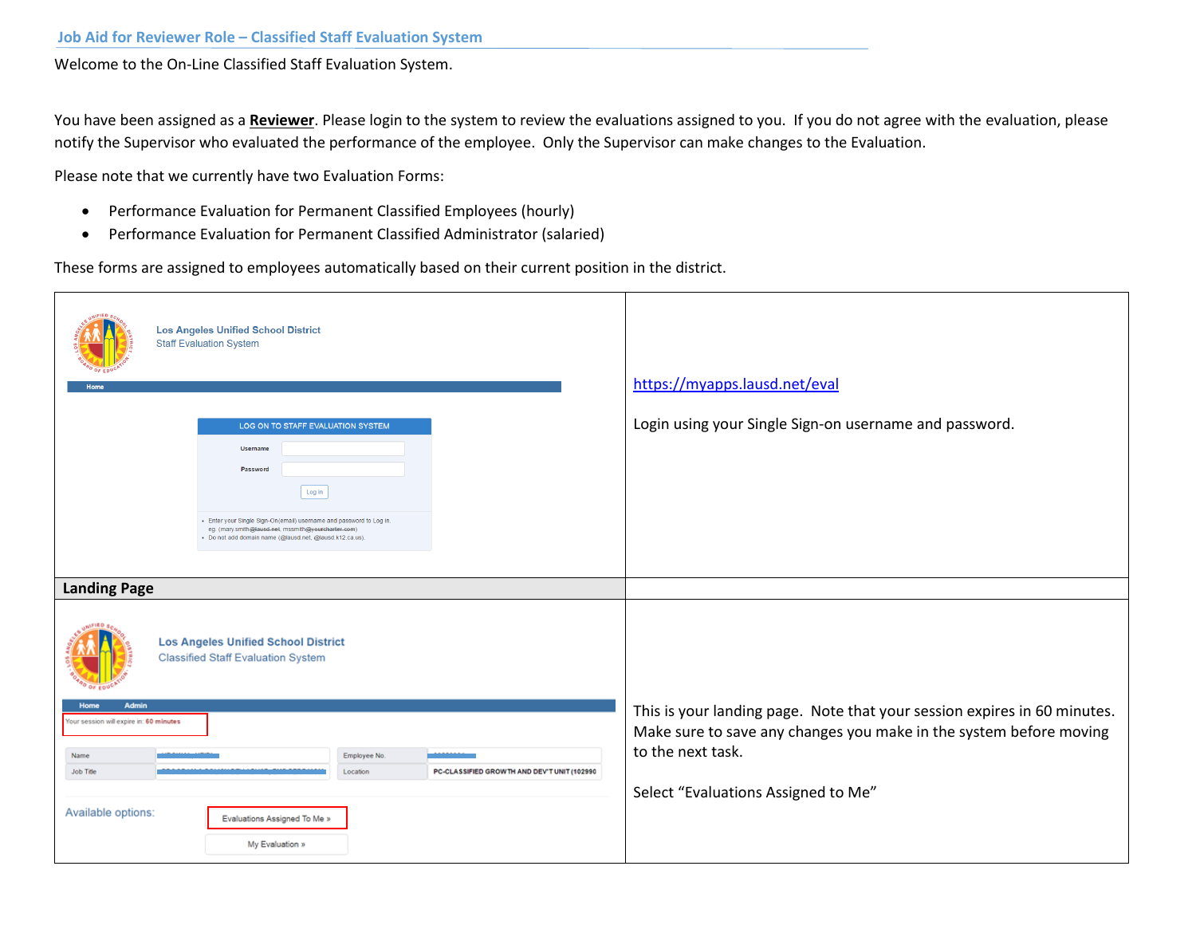## Job Aid for Reviewer Role – Classified Staff Evaluation System

Welcome to the On-Line Classified Staff Evaluation System.

You have been assigned as a **Reviewer**. Please login to the system to review the evaluations assigned to you. If you do not agree with the evaluation, please notify the Supervisor who evaluated the performance of the employee. Only the Supervisor can make changes to the Evaluation.

Please note that we currently have two Evaluation Forms:

- Performance Evaluation for Permanent Classified Employees (hourly)
- Performance Evaluation for Permanent Classified Administrator (salaried)

These forms are assigned to employees automatically based on their current position in the district.

| | |
|---|---|
| Los Angeles Unified School District<br>Staff Evaluation System<br>Home<br>LOG ON TO STAFF EVALUATION SYSTEM<br>Username<br>Password<br>Log in<br>• Enter your Single Sign-On(email) username and password to Log in. eg. (mary.smith@lausd.net, mssmith@yourcharter.com)<br>• Do not add domain name (@lausd.net, @lausd.k12.ca.us). | https://myapps.lausd.net/eval<br><br>Login using your Single Sign-on username and password. |
| **Landing Page** | |
| Los Angeles Unified School District<br>Classified Staff Evaluation System<br>Home Admin<br>Your session will expire in: 60 minutes<br>Name / Employee No.<br>Job Title / Location: PC-CLASSIFIED GROWTH AND DEV'T UNIT (102990<br>Available options: Evaluations Assigned To Me » / My Evaluation » | This is your landing page. Note that your session expires in 60 minutes. Make sure to save any changes you make in the system before moving to the next task.<br><br>Select "Evaluations Assigned to Me" |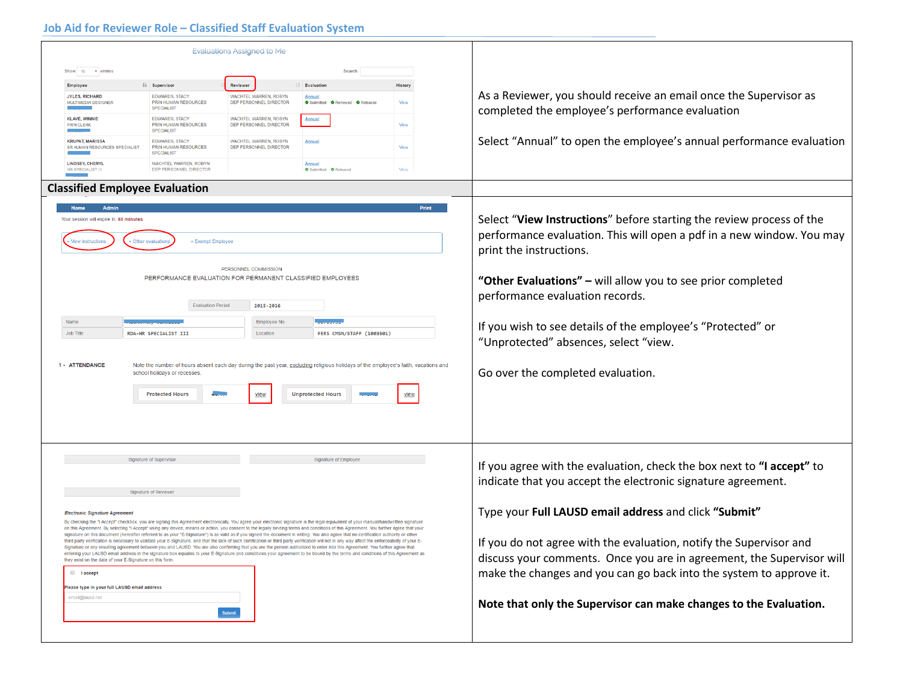## Job Aid for Reviewer Role – Classified Staff Evaluation System

**Evaluations Assigned to Me**

Show 10 entries Search:

| Employee | Supervisor | Reviewer | Evaluation | History |
|---|---|---|---|---|
| JYLES, RICHARD MULTIMEDIA DESIGNER | EDWARDS, STACY PRIN HUMAN RESOURCES SPECIALIST | WACHTEL WARREN, ROBYN DEP PERSONNEL DIRECTOR | Annual Submitted Reviewed Released | View |
| KLAVE, WINNIE PRIN CLERK | EDWARDS, STACY PRIN HUMAN RESOURCES SPECIALIST | WACHTEL WARREN, ROBYN DEP PERSONNEL DIRECTOR | Annual | View |
| KRUPAT, MARISSA SR HUMAN RESOURCES SPECIALIST | EDWARDS, STACY PRIN HUMAN RESOURCES SPECIALIST | WACHTEL WARREN, ROBYN DEP PERSONNEL DIRECTOR | Annual | View |
| LINDSEY, CHERYL HR SPECIALIST III | WACHTEL WARREN, ROBYN DEP PERSONNEL DIRECTOR | | Annual Submitted Released | View |

As a Reviewer, you should receive an email once the Supervisor as completed the employee's performance evaluation

Select "Annual" to open the employee's annual performance evaluation

## Classified Employee Evaluation

Home Admin Print

Your session will expire in: 60 minutes

» View instructions » Other evaluations » Exempt Employee

PERSONNEL COMMISSION

PERFORMANCE EVALUATION FOR PERMANENT CLASSIFIED EMPLOYEES

Evaluation Period 2015-2016

| Name | | Employee No. | |
|---|---|---|---|
| Job Title | RDA-HR SPECIALIST III | Location | PERS CMSN/STAFF (1003501) |

1 - ATTENDANCE Note the number of hours absent each day during the past year, excluding religious holidays of the employee's faith, vacations and school holidays or recesses.

Protected Hours view Unprotected Hours view

Select "**View Instructions**" before starting the review process of the performance evaluation. This will open a pdf in a new window. You may print the instructions.

**"Other Evaluations" –** will allow you to see prior completed performance evaluation records.

If you wish to see details of the employee's "Protected" or "Unprotected" absences, select "view.

Go over the completed evaluation.

Signature of Supervisor Signature of Employee

Signature of Reviewer

*Electronic Signature Agreement*

By checking the "I Accept" checkbox, you are signing this Agreement electronically. You agree your electronic signature is the legal equivalent of your manual/handwritten signature on this Agreement. By selecting "I Accept" using any device, means or action, you consent to the legally binding terms and conditions of this Agreement. You further agree that your signature on this document (hereafter referred to as your "E-Signature") is as valid as if you signed the document in writing. You also agree that no certification authority or other third party verification is necessary to validate your E-Signature, and that the lack of such certification or third party verification will not in any way affect the enforceability of your E-Signature or any resulting agreement between you and LAUSD. You are also confirming that you are the person authorized to enter into this Agreement. You further agree that entering your LAUSD email address in the signature box equates to your E-Signature and constitutes your agreement to be bound by the terms and conditions of this Agreement as they exist on the date of your E-Signature on this form.

☐ I accept

Please type in your full LAUSD email address

email@lausd.net

Submit

If you agree with the evaluation, check the box next to **"I accept"** to indicate that you accept the electronic signature agreement.

Type your **Full LAUSD email address** and click **"Submit"**

If you do not agree with the evaluation, notify the Supervisor and discuss your comments. Once you are in agreement, the Supervisor will make the changes and you can go back into the system to approve it.

**Note that only the Supervisor can make changes to the Evaluation.**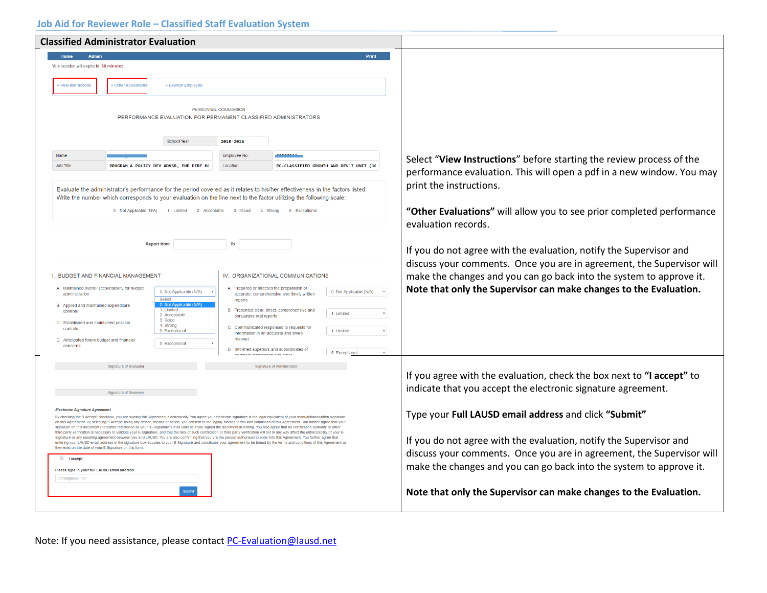## Classified Administrator Evaluation

| | |
|---|---|
| Home Admin Print<br><br>Your session will expire in: 60 minutes<br><br>» View instructions » Other evaluations » Exempt Employee<br><br>PERSONNEL COMMISSION<br>PERFORMANCE EVALUATION FOR PERMANENT CLASSIFIED ADMINISTRATORS<br><br>School Year 2015-2016<br><br>Name / Employee No.<br>Job Title: PROGRAM & POLICY DEV ADVSR, EMP PERF MC / Location: PC-CLASSIFIED GROWTH AND DEV'T UNIT (16<br><br>Evaluate the administrator's performance for the period covered as it relates to his/her effectiveness in the factors listed. Write the number which corresponds to your evaluation on the line next to the factor utilizing the following scale:<br>0. Not Applicable (N/A) 1. Limited 2. Acceptable 3. Good 4. Strong 5. Exceptional<br><br>Report from To<br><br>I. BUDGET AND FINANCIAL MANAGEMENT<br>A. Maintained overall accountability for budget administration — 0. Not Applicable (N/A)<br>B. Applied and maintained expenditure controls<br>C. Established and maintained position controls<br>D. Anticipated future budget and financial concerns — 5. Exceptional<br><br>IV. ORGANIZATIONAL COMMUNICATIONS<br>A. Prepared or directed the preparation of accurate, comprehensive and timely written reports — 0. Not Applicable (N/A)<br>B. Presented clear, direct, comprehensive and persuasive oral reports — 1. Limited<br>C. Communicated responses to requests for information in an accurate and timely manner — 1. Limited<br>D. Informed superiors and subordinates of pertinent information and other — 5. Exceptional | Select "**View Instructions**" before starting the review process of the performance evaluation. This will open a pdf in a new window. You may print the instructions.<br><br>**"Other Evaluations"** will allow you to see prior completed performance evaluation records.<br><br>If you do not agree with the evaluation, notify the Supervisor and discuss your comments. Once you are in agreement, the Supervisor will make the changes and you can go back into the system to approve it. **Note that only the Supervisor can make changes to the Evaluation.** |
| Signature of Evaluator / Signature of Administrator<br>Signature of Reviewer<br><br>*Electronic Signature Agreement*<br>By checking the "I Accept" checkbox, you are signing this Agreement electronically. You agree your electronic signature is the legal equivalent of your manual/handwritten signature on this Agreement. By selecting "I Accept" using any device, means or action, you consent to the legally binding terms and conditions of this Agreement. You further agree that your signature on this document (hereafter referred to as your "E-Signature") is as valid as if you signed the document in writing. You also agree that no certification authority or other third party verification is necessary to validate your E-Signature, and that the lack of such certification or third party verification will not in any way affect the enforceability of your E-Signature or any resulting agreement between you and LAUSD. You are also confirming that you are the person authorized to enter into this Agreement. You further agree that entering your LAUSD email address in the signature box equates to your E-Signature and constitutes your agreement to be bound by the terms and conditions of this Agreement as they exist on the date of your E-Signature on this form.<br><br>☐ I accept<br>Please type in your full LAUSD email address<br>email@lausd.net<br>Submit | If you agree with the evaluation, check the box next to **"I accept"** to indicate that you accept the electronic signature agreement.<br><br>Type your **Full LAUSD email address** and click **"Submit"**<br><br>If you do not agree with the evaluation, notify the Supervisor and discuss your comments. Once you are in agreement, the Supervisor will make the changes and you can go back into the system to approve it.<br><br>**Note that only the Supervisor can make changes to the Evaluation.** |

Note: If you need assistance, please contact PC-Evaluation@lausd.net